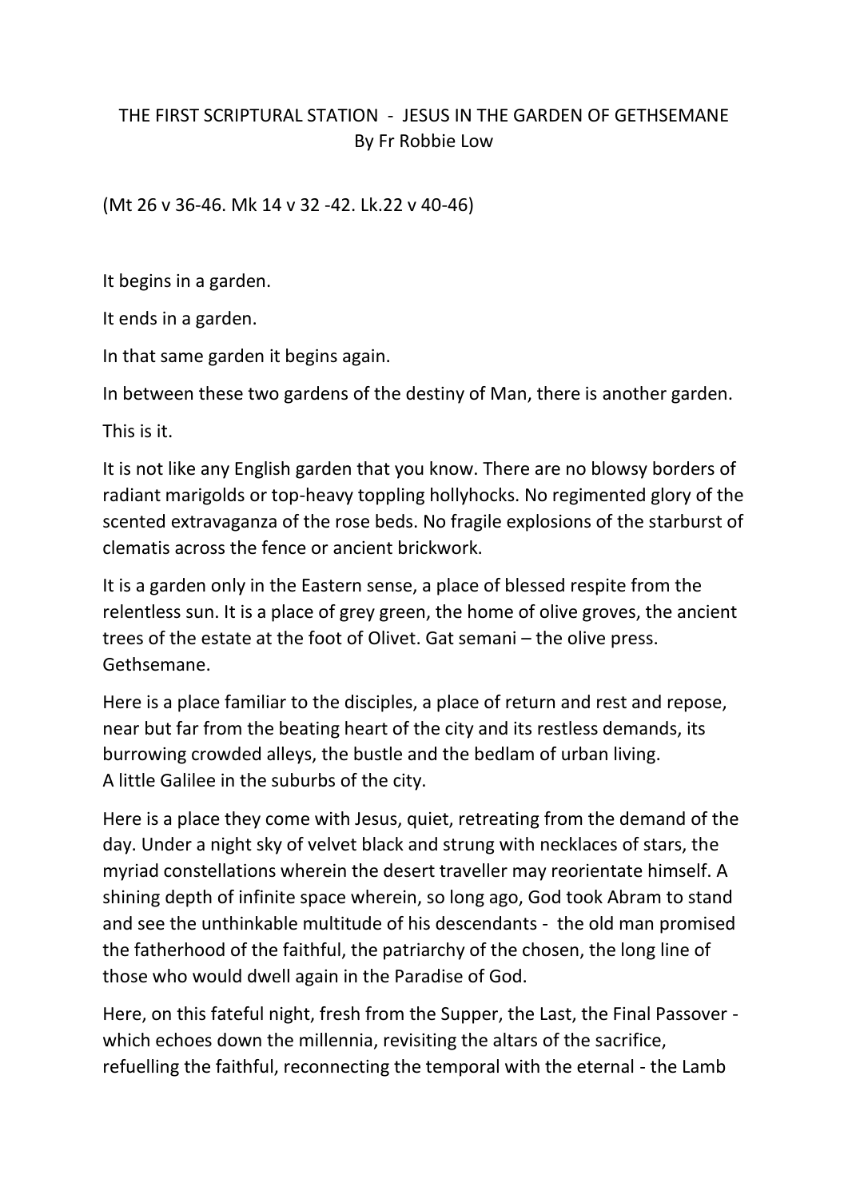# THE FIRST SCRIPTURAL STATION - JESUS IN THE GARDEN OF GETHSEMANE

By Fr Robbie Low

(Mt 26 v 36-46. Mk 14 v 32 -42. Lk.22 v 40-46)

It begins in a garden.

It ends in a garden.

In that same garden it begins again.

In between these two gardens of the destiny of Man, there is another garden.

This is it.

It is not like any English garden that you know. There are no blowsy borders of radiant marigolds or top-heavy toppling hollyhocks. No regimented glory of the scented extravaganza of the rose beds. No fragile explosions of the starburst of clematis across the fence or ancient brickwork.

It is a garden only in the Eastern sense, a place of blessed respite from the relentless sun. It is a place of grey green, the home of olive groves, the ancient trees of the estate at the foot of Olivet. Gat semani – the olive press. Gethsemane.

Here is a place familiar to the disciples, a place of return and rest and repose, near but far from the beating heart of the city and its restless demands, its burrowing crowded alleys, the bustle and the bedlam of urban living.
A little Galilee in the suburbs of the city.

Here is a place they come with Jesus, quiet, retreating from the demand of the day. Under a night sky of velvet black and strung with necklaces of stars, the myriad constellations wherein the desert traveller may reorientate himself. A shining depth of infinite space wherein, so long ago, God took Abram to stand and see the unthinkable multitude of his descendants - the old man promised the fatherhood of the faithful, the patriarchy of the chosen, the long line of those who would dwell again in the Paradise of God.

Here, on this fateful night, fresh from the Supper, the Last, the Final Passover - which echoes down the millennia, revisiting the altars of the sacrifice, refuelling the faithful, reconnecting the temporal with the eternal - the Lamb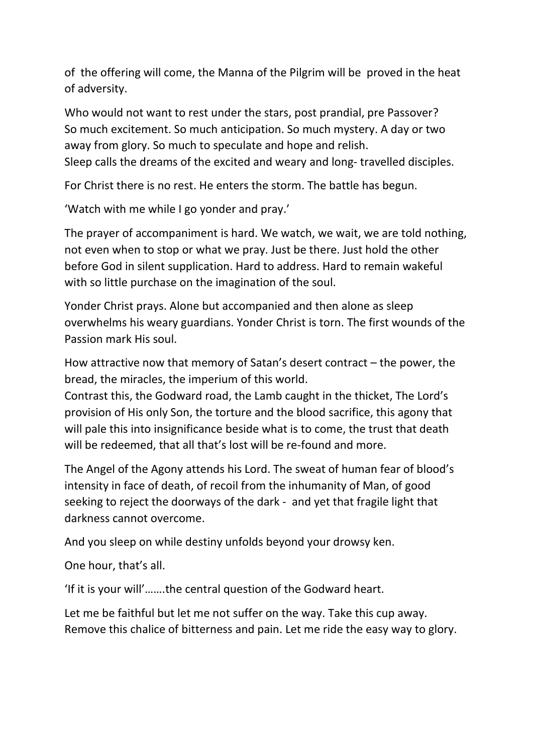of the offering will come, the Manna of the Pilgrim will be proved in the heat of adversity.

Who would not want to rest under the stars, post prandial, pre Passover? So much excitement. So much anticipation. So much mystery. A day or two away from glory. So much to speculate and hope and relish.
Sleep calls the dreams of the excited and weary and long- travelled disciples.

For Christ there is no rest. He enters the storm. The battle has begun.

'Watch with me while I go yonder and pray.'

The prayer of accompaniment is hard. We watch, we wait, we are told nothing, not even when to stop or what we pray. Just be there. Just hold the other before God in silent supplication. Hard to address. Hard to remain wakeful with so little purchase on the imagination of the soul.

Yonder Christ prays. Alone but accompanied and then alone as sleep overwhelms his weary guardians. Yonder Christ is torn. The first wounds of the Passion mark His soul.

How attractive now that memory of Satan's desert contract – the power, the bread, the miracles, the imperium of this world.
Contrast this, the Godward road, the Lamb caught in the thicket, The Lord's provision of His only Son, the torture and the blood sacrifice, this agony that will pale this into insignificance beside what is to come, the trust that death will be redeemed, that all that's lost will be re-found and more.

The Angel of the Agony attends his Lord. The sweat of human fear of blood's intensity in face of death, of recoil from the inhumanity of Man, of good seeking to reject the doorways of the dark - and yet that fragile light that darkness cannot overcome.

And you sleep on while destiny unfolds beyond your drowsy ken.

One hour, that's all.

'If it is your will'…….the central question of the Godward heart.

Let me be faithful but let me not suffer on the way. Take this cup away. Remove this chalice of bitterness and pain. Let me ride the easy way to glory.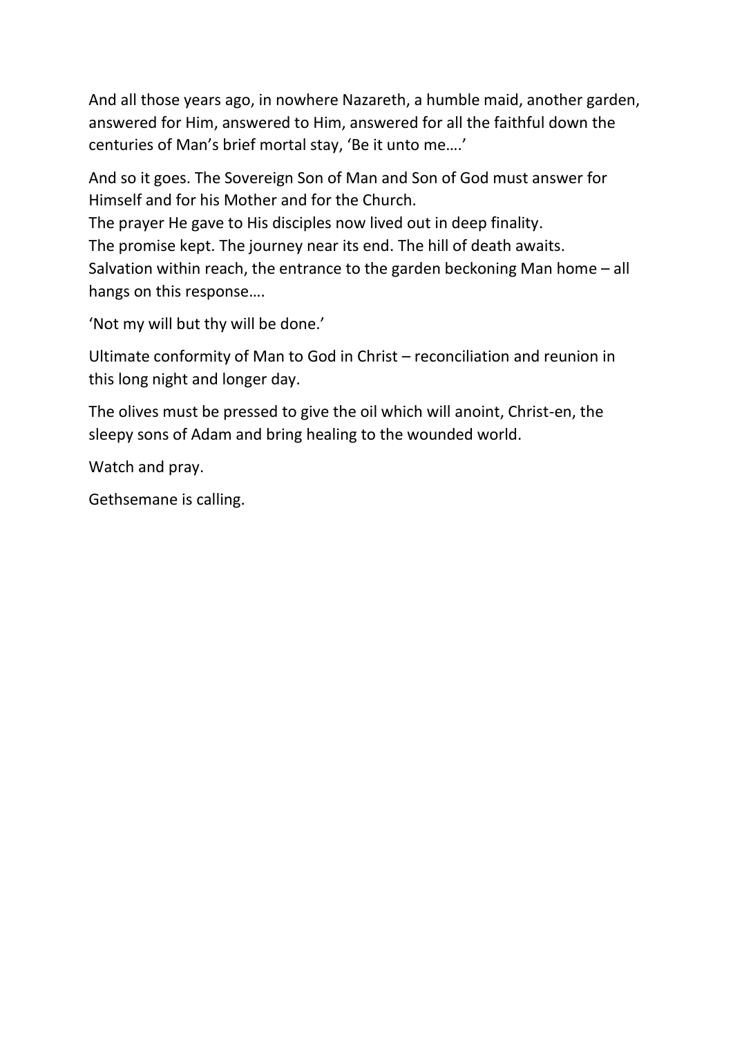And all those years ago, in nowhere Nazareth, a humble maid, another garden, answered for Him, answered to Him, answered for all the faithful down the centuries of Man's brief mortal stay, 'Be it unto me….'

And so it goes. The Sovereign Son of Man and Son of God must answer for Himself and for his Mother and for the Church.
The prayer He gave to His disciples now lived out in deep finality.
The promise kept. The journey near its end. The hill of death awaits.
Salvation within reach, the entrance to the garden beckoning Man home – all hangs on this response….

'Not my will but thy will be done.'

Ultimate conformity of Man to God in Christ – reconciliation and reunion in this long night and longer day.

The olives must be pressed to give the oil which will anoint, Christ-en, the sleepy sons of Adam and bring healing to the wounded world.

Watch and pray.

Gethsemane is calling.